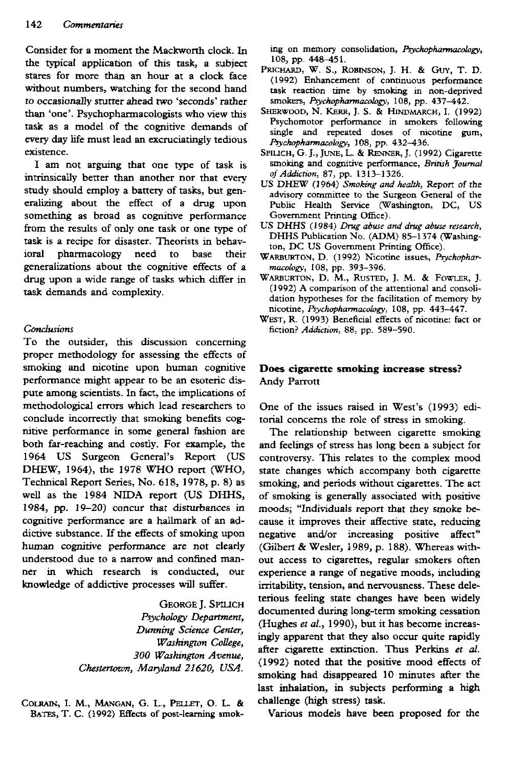Consider for a moment the Mackworth clock. In the typical application of this task, a subject stares for more than an hour at a clock face without numbers, watching for the second hand to occasionally stutter ahead two 'seconds' rather than 'one'. Psychopharmacologists who view this task as a model of the cognitive demands of every day life must lead an excruciatingly tedious existence.

I am not arguing that one type of task is intrinsically better than another nor that every study should employ a battery of tasks, but generalizing about the effect of a drug upon something as broad as cognitive performance from the results of only one task or one type of task is a recipe for disaster. Theorists in behavioral pharmacology need to base their generalizations about the cognitive effects of a drug upon a wide range of tasks which differ in task demands and complexity.

*Conclusions*

To the outsider, this discussion concerning proper methodology for assessing the effects of smoking and nicotine upon human cognitive performance might appear to be an esoteric dispute among scientists. In fact, the implications of methodological errors which lead researchers to conclude incorrectly that smoking benefits cognitive performance in some general fashion are both far-reaching and costly. For example, the 1964 US Surgeon General's Report (US DHEW, 1964), the 1978 WHO report (WHO, Technical Report Series, No. 618, 1978, p. 8) as well as the 1984 NIDA report (US DHHS, 1984, pp. 19–20) concur that disturbances in cognitive performance are a hallmark of an addictive substance. If the effects of smoking upon human cognitive performance are not clearly understood due to a narrow and confined manner in which research is conducted, our knowledge of addictive processes will suffer.

GEORGE J. SPILICH
*Psychology Department,*
*Dunning Science Center,*
*Washington College,*
*300 Washington Avenue,*
*Chestertown, Maryland 21620, USA.*

COLRAIN, I. M., MANGAN, G. L., PELLET, O. L. & BATES, T. C. (1992) Effects of post-learning smoking on memory consolidation, *Psychopharmacology*, 108, pp. 448–451.

PRICHARD, W. S., ROBINSON, J. H. & GUY, T. D. (1992) Enhancement of continuous performance task reaction time by smoking in non-deprived smokers, *Psychopharmacology*, 108, pp. 437–442.

SHERWOOD, N. KERR, J. S. & HINDMARCH, I. (1992) Psychomotor performance in smokers following single and repeated doses of nicotine gum, *Psychopharmacology*, 108, pp. 432–436.

SPILICH, G. J., JUNE, L. & RENNER, J. (1992) Cigarette smoking and cognitive performance, *British Journal of Addiction*, 87, pp. 1313–1326.

US DHEW (1964) *Smoking and health*, Report of the advisory committee to the Surgeon General of the Public Health Service (Washington, DC, US Government Printing Office).

US DHHS (1984) *Drug abuse and drug abuse research*, DHHS Publication No. (ADM) 85–1374 (Washington, DC US Government Printing Office).

WARBURTON, D. (1992) Nicotine issues, *Psychopharmacology*, 108, pp. 393–396.

WARBURTON, D. M., RUSTED, J. M. & FOWLER, J. (1992) A comparison of the attentional and consolidation hypotheses for the facilitation of memory by nicotine, *Psychopharmacology*, 108, pp. 443–447.

WEST, R. (1993) Beneficial effects of nicotine: fact or fiction? *Addiction*, 88, pp. 589–590.

## Does cigarette smoking increase stress?

Andy Parrott

One of the issues raised in West's (1993) editorial concerns the role of stress in smoking.

The relationship between cigarette smoking and feelings of stress has long been a subject for controversy. This relates to the complex mood state changes which accompany both cigarette smoking, and periods without cigarettes. The act of smoking is generally associated with positive moods; "Individuals report that they smoke because it improves their affective state, reducing negative and/or increasing positive affect" (Gilbert & Wesler, 1989, p. 188). Whereas without access to cigarettes, regular smokers often experience a range of negative moods, including irritability, tension, and nervousness. These deleterious feeling state changes have been widely documented during long-term smoking cessation (Hughes *et al.*, 1990), but it has become increasingly apparent that they also occur quite rapidly after cigarette extinction. Thus Perkins *et al.* (1992) noted that the positive mood effects of smoking had disappeared 10 minutes after the last inhalation, in subjects performing a high challenge (high stress) task.

Various models have been proposed for the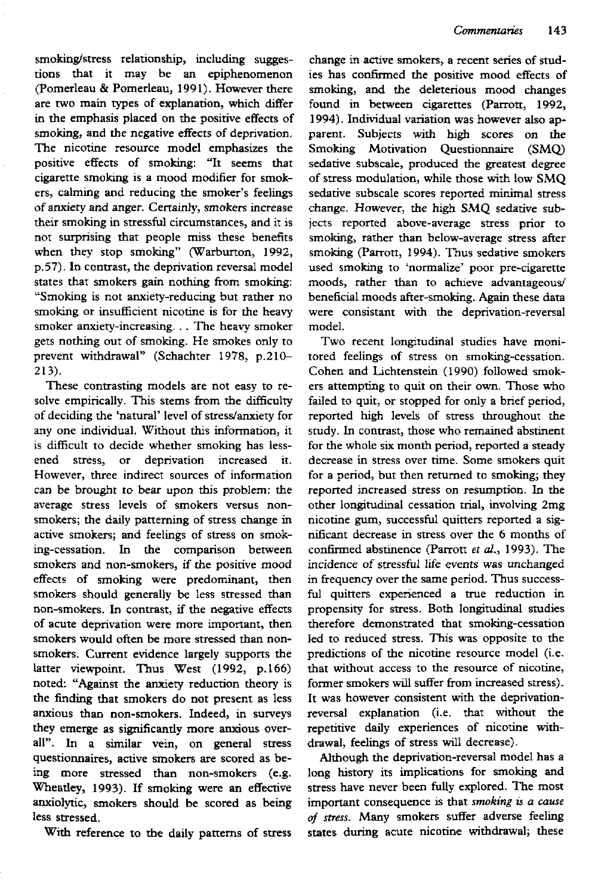smoking/stress relationship, including suggestions that it may be an epiphenomenon (Pomerleau & Pomerleau, 1991). However there are two main types of explanation, which differ in the emphasis placed on the positive effects of smoking, and the negative effects of deprivation. The nicotine resource model emphasizes the positive effects of smoking: "It seems that cigarette smoking is a mood modifier for smokers, calming and reducing the smoker's feelings of anxiety and anger. Certainly, smokers increase their smoking in stressful circumstances, and it is not surprising that people miss these benefits when they stop smoking" (Warburton, 1992, p.57). In contrast, the deprivation reversal model states that smokers gain nothing from smoking: "Smoking is not anxiety-reducing but rather no smoking or insufficient nicotine is for the heavy smoker anxiety-increasing. . . The heavy smoker gets nothing out of smoking. He smokes only to prevent withdrawal" (Schachter 1978, p.210–213).

These contrasting models are not easy to resolve empirically. This stems from the difficulty of deciding the 'natural' level of stress/anxiety for any one individual. Without this information, it is difficult to decide whether smoking has lessened stress, or deprivation increased it. However, three indirect sources of information can be brought to bear upon this problem: the average stress levels of smokers versus non-smokers; the daily patterning of stress change in active smokers; and feelings of stress on smoking-cessation. In the comparison between smokers and non-smokers, if the positive mood effects of smoking were predominant, then smokers should generally be less stressed than non-smokers. In contrast, if the negative effects of acute deprivation were more important, then smokers would often be more stressed than non-smokers. Current evidence largely supports the latter viewpoint. Thus West (1992, p.166) noted: "Against the anxiety reduction theory is the finding that smokers do not present as less anxious than non-smokers. Indeed, in surveys they emerge as significantly more anxious overall". In a similar vein, on general stress questionnaires, active smokers are scored as being more stressed than non-smokers (e.g. Wheatley, 1993). If smoking were an effective anxiolytic, smokers should be scored as being less stressed.

With reference to the daily patterns of stress change in active smokers, a recent series of studies has confirmed the positive mood effects of smoking, and the deleterious mood changes found in between cigarettes (Parrott, 1992, 1994). Individual variation was however also apparent. Subjects with high scores on the Smoking Motivation Questionnaire (SMQ) sedative subscale, produced the greatest degree of stress modulation, while those with low SMQ sedative subscale scores reported minimal stress change. However, the high SMQ sedative subjects reported above-average stress prior to smoking, rather than below-average stress after smoking (Parrott, 1994). Thus sedative smokers used smoking to 'normalize' poor pre-cigarette moods, rather than to achieve advantageous/beneficial moods after-smoking. Again these data were consistant with the deprivation-reversal model.

Two recent longitudinal studies have monitored feelings of stress on smoking-cessation. Cohen and Lichtenstein (1990) followed smokers attempting to quit on their own. Those who failed to quit, or stopped for only a brief period, reported high levels of stress throughout the study. In contrast, those who remained abstinent for the whole six month period, reported a steady decrease in stress over time. Some smokers quit for a period, but then returned to smoking; they reported increased stress on resumption. In the other longitudinal cessation trial, involving 2mg nicotine gum, successful quitters reported a significant decrease in stress over the 6 months of confirmed abstinence (Parrott *et al.*, 1993). The incidence of stressful life events was unchanged in frequency over the same period. Thus successful quitters experienced a true reduction in propensity for stress. Both longitudinal studies therefore demonstrated that smoking-cessation led to reduced stress. This was opposite to the predictions of the nicotine resource model (i.e. that without access to the resource of nicotine, former smokers will suffer from increased stress). It was however consistent with the deprivation-reversal explanation (i.e. that without the repetitive daily experiences of nicotine withdrawal, feelings of stress will decrease).

Although the deprivation-reversal model has a long history its implications for smoking and stress have never been fully explored. The most important consequence is that *smoking is a cause of stress*. Many smokers suffer adverse feeling states during acute nicotine withdrawal; these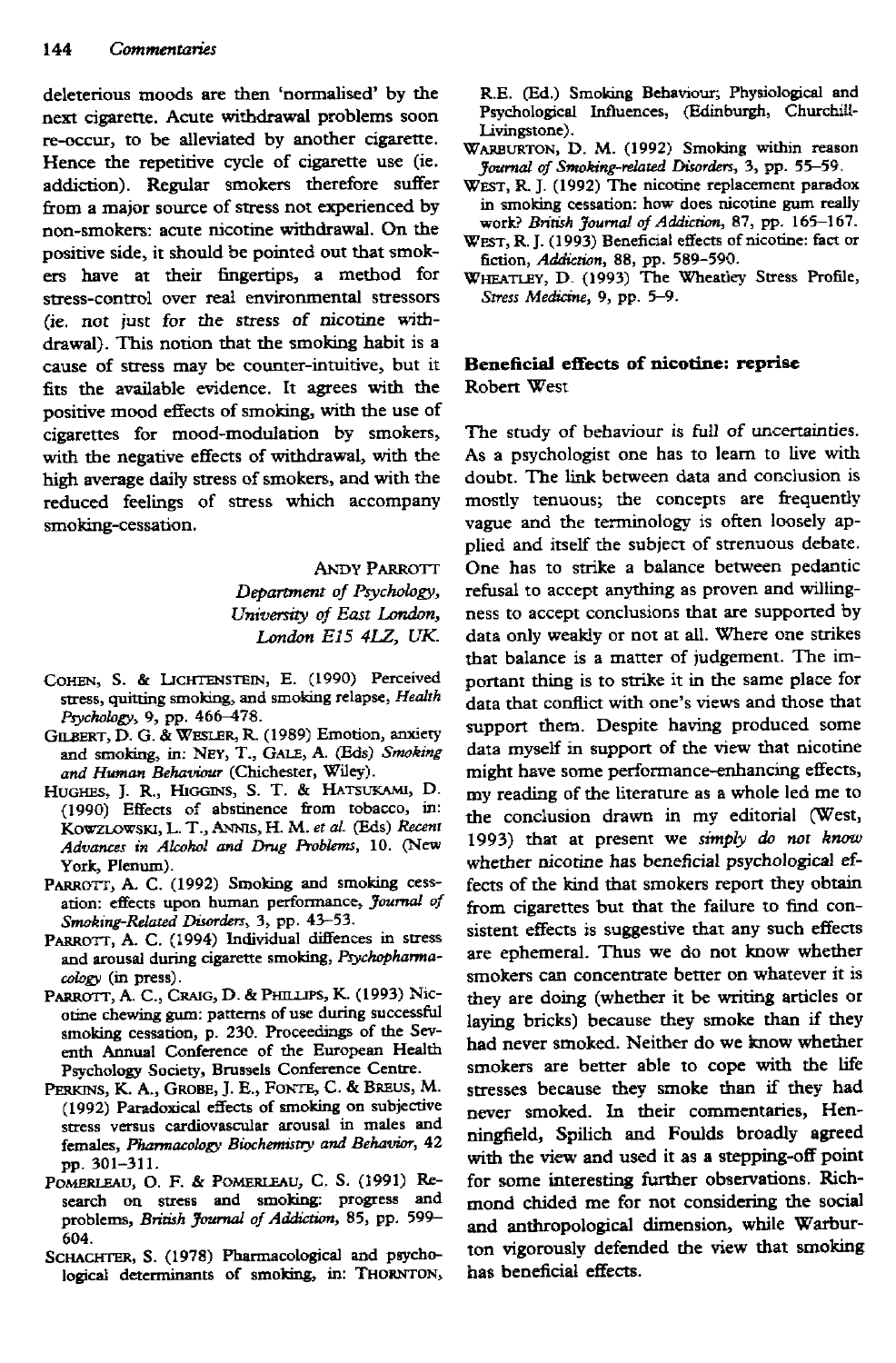deleterious moods are then 'normalised' by the next cigarette. Acute withdrawal problems soon re-occur, to be alleviated by another cigarette. Hence the repetitive cycle of cigarette use (ie. addiction). Regular smokers therefore suffer from a major source of stress not experienced by non-smokers: acute nicotine withdrawal. On the positive side, it should be pointed out that smokers have at their fingertips, a method for stress-control over real environmental stressors (ie. not just for the stress of nicotine withdrawal). This notion that the smoking habit is a cause of stress may be counter-intuitive, but it fits the available evidence. It agrees with the positive mood effects of smoking, with the use of cigarettes for mood-modulation by smokers, with the negative effects of withdrawal, with the high average daily stress of smokers, and with the reduced feelings of stress which accompany smoking-cessation.

ANDY PARROTT
*Department of Psychology, University of East London, London E15 4LZ, UK.*

COHEN, S. & LICHTENSTEIN, E. (1990) Perceived stress, quitting smoking, and smoking relapse, *Health Psychology*, 9, pp. 466–478.

GILBERT, D. G. & WESLER, R. (1989) Emotion, anxiety and smoking, in: NEY, T., GALE, A. (Eds) *Smoking and Human Behaviour* (Chichester, Wiley).

HUGHES, J. R., HIGGINS, S. T. & HATSUKAMI, D. (1990) Effects of abstinence from tobacco, in: KOWZLOWSKI, L. T., ANNIS, H. M. *et al.* (Eds) *Recent Advances in Alcohol and Drug Problems*, 10. (New York, Plenum).

PARROTT, A. C. (1992) Smoking and smoking cessation: effects upon human performance, *Journal of Smoking-Related Disorders*, 3, pp. 43–53.

PARROTT, A. C. (1994) Individual diffences in stress and arousal during cigarette smoking, *Psychopharmacology* (in press).

PARROTT, A. C., CRAIG, D. & PHILLIPS, K. (1993) Nicotine chewing gum: patterns of use during successful smoking cessation, p. 230. Proceedings of the Seventh Annual Conference of the European Health Psychology Society, Brussels Conference Centre.

PERKINS, K. A., GROBE, J. E., FONTE, C. & BREUS, M. (1992) Paradoxical effects of smoking on subjective stress versus cardiovascular arousal in males and females, *Pharmacology Biochemistry and Behavior*, 42 pp. 301–311.

POMERLEAU, O. F. & POMERLEAU, C. S. (1991) Research on stress and smoking: progress and problems, *British Journal of Addiction*, 85, pp. 599–604.

SCHACHTER, S. (1978) Pharmacological and psychological determinants of smoking, in: THORNTON, R.E. (Ed.) Smoking Behaviour; Physiological and Psychological Influences, (Edinburgh, Churchill-Livingstone).

WARBURTON, D. M. (1992) Smoking within reason *Journal of Smoking-related Disorders*, 3, pp. 55–59.

WEST, R. J. (1992) The nicotine replacement paradox in smoking cessation: how does nicotine gum really work? *British Journal of Addiction*, 87, pp. 165–167.

WEST, R. J. (1993) Beneficial effects of nicotine: fact or fiction, *Addiction*, 88, pp. 589–590.

WHEATLEY, D. (1993) The Wheatley Stress Profile, *Stress Medicine*, 9, pp. 5–9.

## Beneficial effects of nicotine: reprise

Robert West

The study of behaviour is full of uncertainties. As a psychologist one has to learn to live with doubt. The link between data and conclusion is mostly tenuous; the concepts are frequently vague and the terminology is often loosely applied and itself the subject of strenuous debate. One has to strike a balance between pedantic refusal to accept anything as proven and willingness to accept conclusions that are supported by data only weakly or not at all. Where one strikes that balance is a matter of judgement. The important thing is to strike it in the same place for data that conflict with one's views and those that support them. Despite having produced some data myself in support of the view that nicotine might have some performance-enhancing effects, my reading of the literature as a whole led me to the conclusion drawn in my editorial (West, 1993) that at present we *simply do not know* whether nicotine has beneficial psychological effects of the kind that smokers report they obtain from cigarettes but that the failure to find consistent effects is suggestive that any such effects are ephemeral. Thus we do not know whether smokers can concentrate better on whatever it is they are doing (whether it be writing articles or laying bricks) because they smoke than if they had never smoked. Neither do we know whether smokers are better able to cope with the life stresses because they smoke than if they had never smoked. In their commentaries, Henningfield, Spilich and Foulds broadly agreed with the view and used it as a stepping-off point for some interesting further observations. Richmond chided me for not considering the social and anthropological dimension, while Warburton vigorously defended the view that smoking has beneficial effects.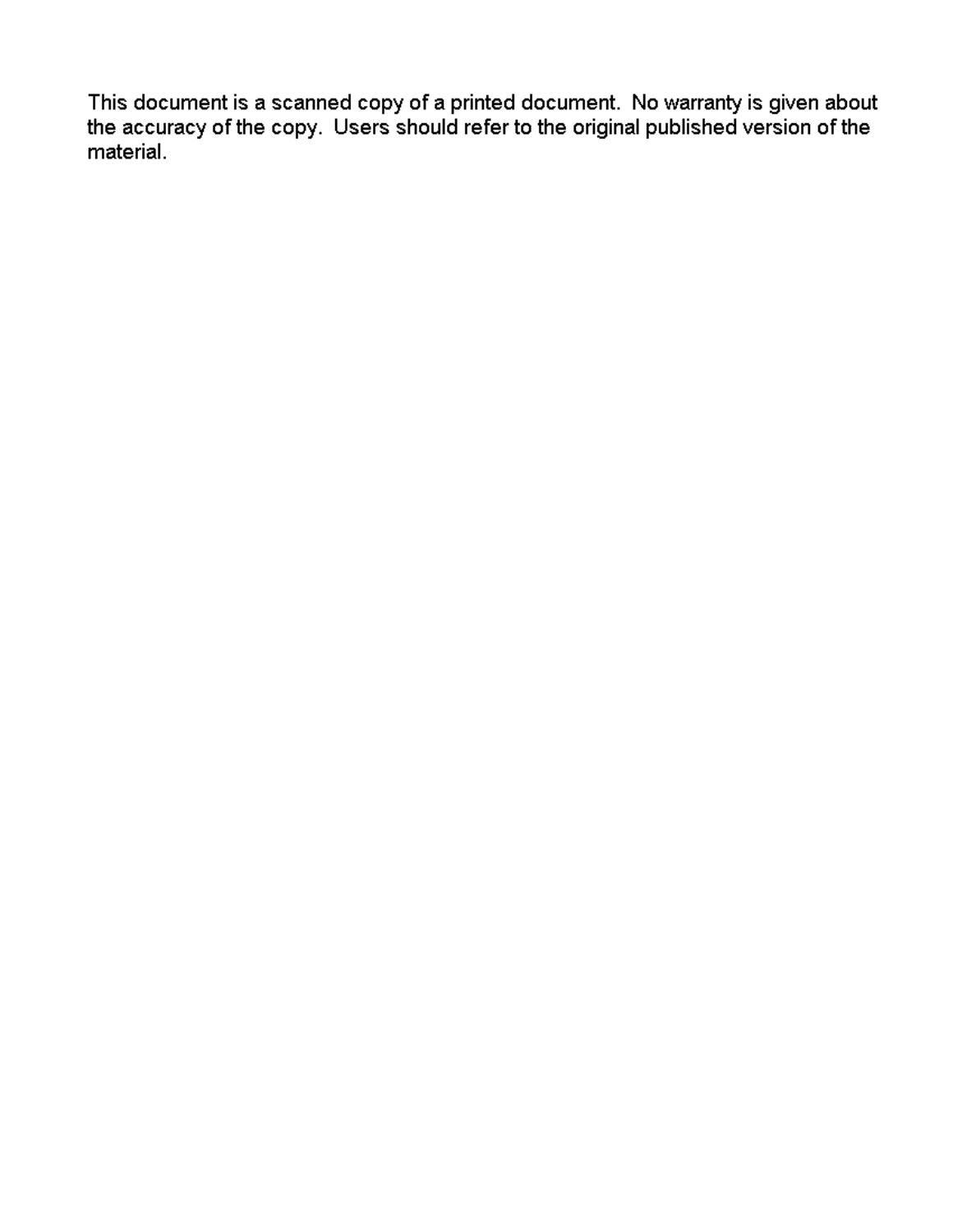This document is a scanned copy of a printed document. No warranty is given about the accuracy of the copy. Users should refer to the original published version of the material.